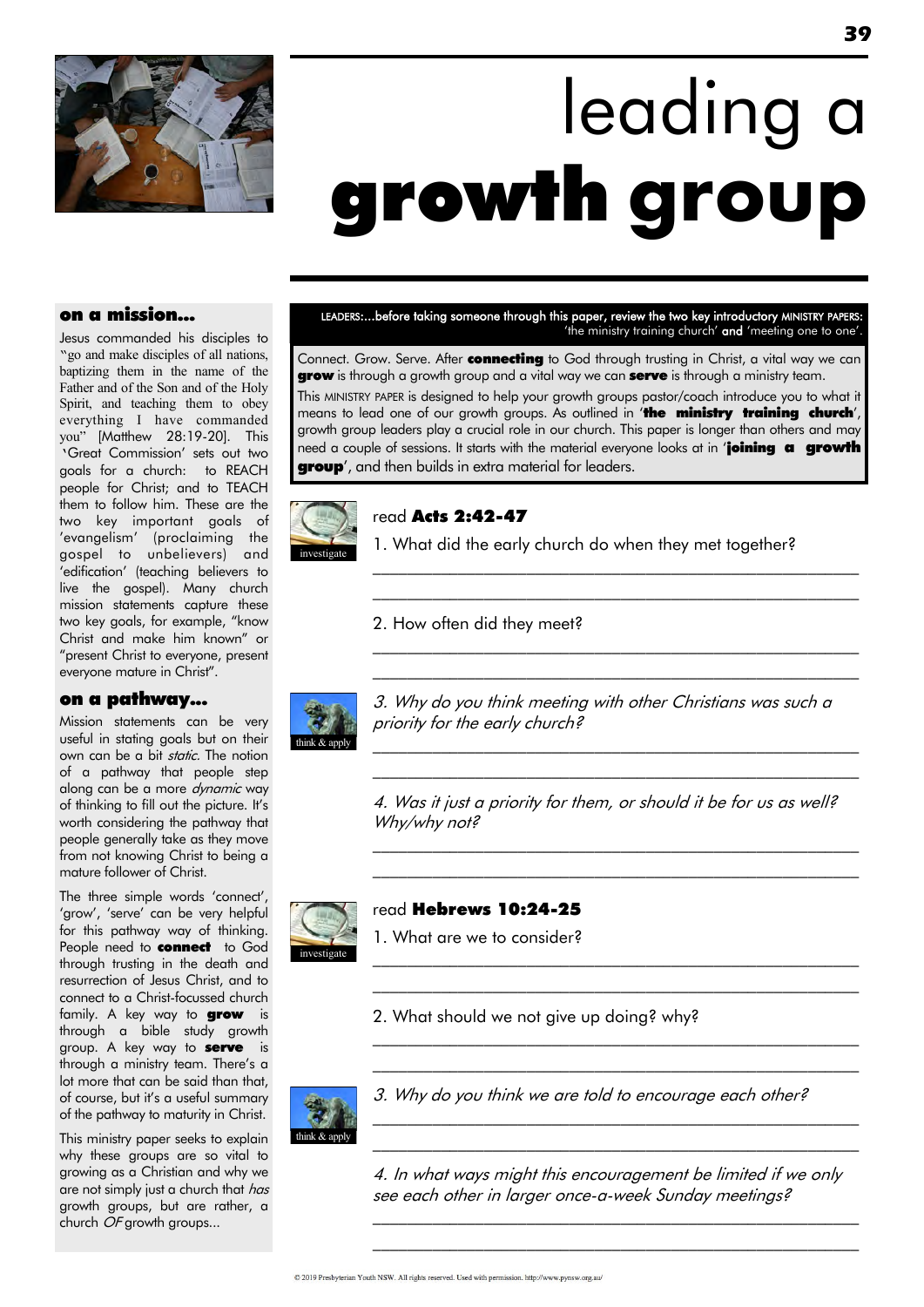# leading a **growth group**

## on a mission...

Jesus commanded his disciples to "go and make disciples of all nations, baptizing them in the name of the Father and of the Son and of the Holy Spirit, and teaching them to obey everything I have commanded you" [Matthew 28:19-20]. This 'Great Commission' sets out two goals for a church: to REACH people for Christ; and to TEACH them to follow him. These are the two key important goals of 'evangelism' (proclaiming the gospel to unbelievers) and 'edification' (teaching believers to live the gospel). Many church mission statements capture these two key goals, for example, "know Christ and make him known" or "present Christ to everyone, present everyone mature in Christ".

## on a pathway...

Mission statements can be very useful in stating goals but on their own can be a bit *static*. The notion of a pathway that people step along can be a more *dynamic* way of thinking to fill out the picture. It's worth considering the pathway that people generally take as they move from not knowing Christ to being a mature follower of Christ.

The three simple words 'connect', 'grow', 'serve' can be very helpful for this pathway way of thinking. People need to **connect** to God through trusting in the death and resurrection of Jesus Christ, and to connect to a Christ-focussed church family. A key way to **grow** is through a bible study growth group. A key way to **serve** is through a ministry team. There's a lot more that can be said than that, of course, but it's a useful summary of the pathway to maturity in Christ.

This ministry paper seeks to explain why these groups are so vital to growing as a Christian and why we are not simply just a church that *has* growth groups, but are rather, a church *OF* growth groups...

---

LEADERS:...before taking someone through this paper, review the two key introductory MINISTRY PAPERS: 'the ministry training church' **and** 'meeting one to one'.

Connect. Grow. Serve. After **connecting** to God through trusting in Christ, a vital way we can **grow** is through a growth group and a vital way we can **serve** is through a ministry team.

This MINISTRY PAPER is designed to help your growth groups pastor/coach introduce you to what it means to lead one of our growth groups. As outlined in '**the ministry training church**', growth group leaders play a crucial role in our church. This paper is longer than others and may need a couple of sessions. It starts with the material everyone looks at in '**joining a growth group**', and then builds in extra material for leaders.

investigate

read **Acts 2:42-47**

1. What did the early church do when they met together?

_______________________________________________

_______________________________________________

2. How often did they meet?

_______________________________________________

_______________________________________________

think & apply

*3. Why do you think meeting with other Christians was such a priority for the early church?*

_______________________________________________

_______________________________________________

*4. Was it just a priority for them, or should it be for us as well? Why/why not?*

_______________________________________________

_______________________________________________

investigate

read **Hebrews 10:24-25**

1. What are we to consider?

_______________________________________________

_______________________________________________

2. What should we not give up doing? why?

_______________________________________________

_______________________________________________

think & apply

*3. Why do you think we are told to encourage each other?*

_______________________________________________

_______________________________________________

*4. In what ways might this encouragement be limited if we only see each other in larger once-a-week Sunday meetings?*

_______________________________________________

_______________________________________________

© 2019 Presbyterian Youth NSW. All rights reserved. Used with permission. http://www.pynsw.org.au/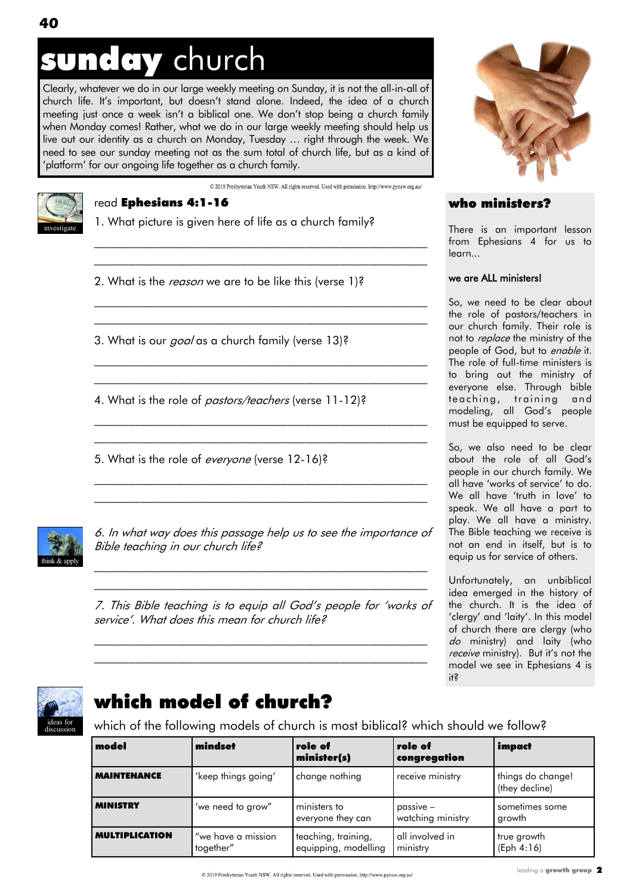# **sunday** church

Clearly, whatever we do in our large weekly meeting on Sunday, it is not the all-in-all of church life. It's important, but doesn't stand alone. Indeed, the idea of a church meeting just once a week isn't a biblical one. We don't stop being a church family when Monday comes! Rather, what we do in our large weekly meeting should help us live out our identity as a church on Monday, Tuesday … right through the week. We need to see our sunday meeting not as the sum total of church life, but as a kind of 'platform' for our ongoing life together as a church family.

© 2019 Presbyterian Youth NSW. All rights reserved. Used with permission. http://www.pynsw.org.au/

investigate

read **Ephesians 4:1-16**

1. What picture is given here of life as a church family?

_______________________________________________

2. What is the *reason* we are to be like this (verse 1)?

_______________________________________________

3. What is our *goal* as a church family (verse 13)?

_______________________________________________

4. What is the role of *pastors/teachers* (verse 11-12)?

_______________________________________________

5. What is the role of *everyone* (verse 12-16)?

_______________________________________________

think & apply

*6. In what way does this passage help us to see the importance of Bible teaching in our church life?*

_______________________________________________

*7. This Bible teaching is to equip all God's people for 'works of service'. What does this mean for church life?*

_______________________________________________

## who ministers?

There is an important lesson from Ephesians 4 for us to learn...

**we are ALL ministers!**

So, we need to be clear about the role of pastors/teachers in our church family. Their role is not to *replace* the ministry of the people of God, but to *enable* it. The role of full-time ministers is to bring out the ministry of everyone else. Through bible teaching, training and modeling, all God's people must be equipped to serve.

So, we also need to be clear about the role of all God's people in our church family. We all have 'works of service' to do. We all have 'truth in love' to speak. We all have a part to play. We all have a ministry. The Bible teaching we receive is not an end in itself, but is to equip us for service of others.

Unfortunately, an unbiblical idea emerged in the history of the church. It is the idea of 'clergy' and 'laity'. In this model of church there are clergy (who *do* ministry) and laity (who *receive* ministry). But it's not the model we see in Ephesians 4 is it?

ideas for discussion

# which model of church?

which of the following models of church is most biblical? which should we follow?

| model | mindset | role of minister(s) | role of congregation | impact |
|---|---|---|---|---|
| **MAINTENANCE** | 'keep things going' | change nothing | receive ministry | things do change! (they decline) |
| **MINISTRY** | 'we need to grow" | ministers to everyone they can | passive – watching ministry | sometimes some growth |
| **MULTIPLICATION** | "we have a mission together" | teaching, training, equipping, modelling | all involved in ministry | true growth (Eph 4:16) |

© 2019 Presbyterian Youth NSW. All rights reserved. Used with permission. http://www.pynsw.org.au/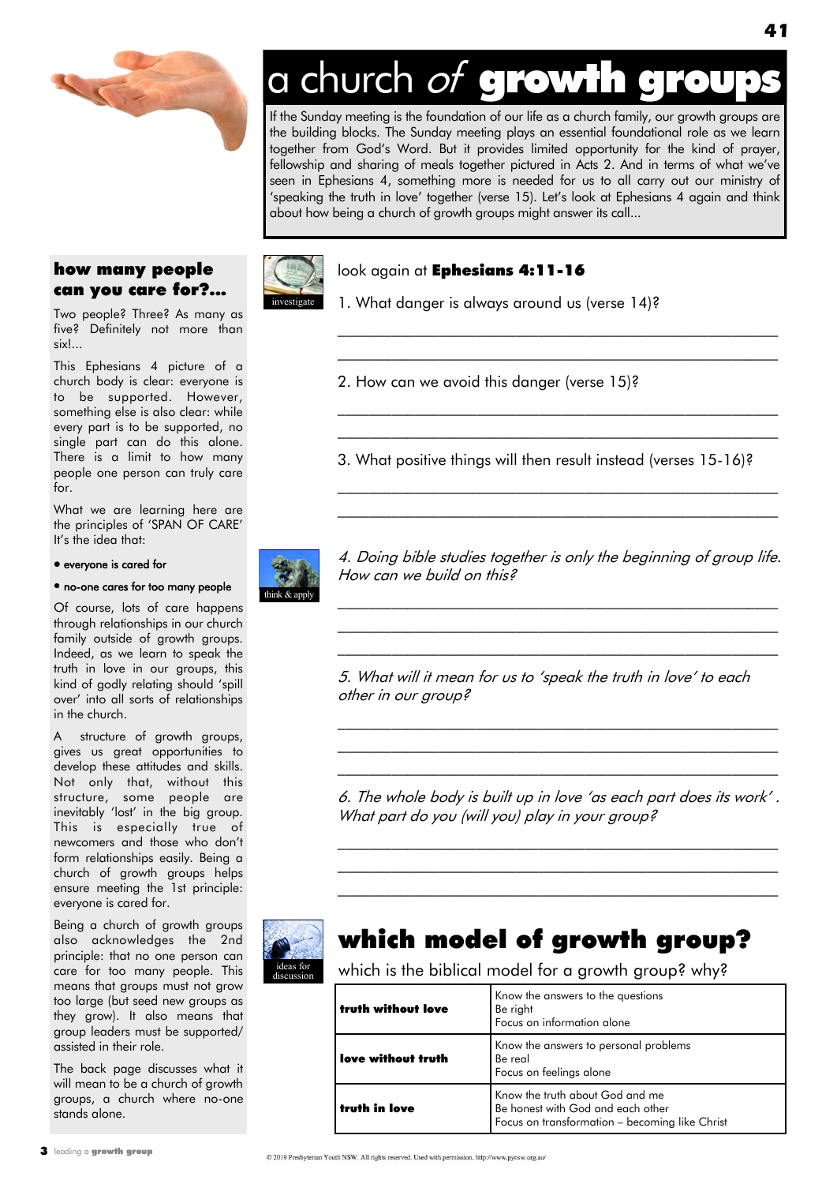# a church *of* **growth groups**

If the Sunday meeting is the foundation of our life as a church family, our growth groups are the building blocks. The Sunday meeting plays an essential foundational role as we learn together from God's Word. But it provides limited opportunity for the kind of prayer, fellowship and sharing of meals together pictured in Acts 2. And in terms of what we've seen in Ephesians 4, something more is needed for us to all carry out our ministry of 'speaking the truth in love' together (verse 15). Let's look at Ephesians 4 again and think about how being a church of growth groups might answer its call...

## how many people can you care for...

Two people? Three? As many as five? Definitely not more than six!...

This Ephesians 4 picture of a church body is clear: everyone is to be supported. However, something else is also clear: while every part is to be supported, no single part can do this alone. There is a limit to how many people one person can truly care for.

What we are learning here are the principles of 'SPAN OF CARE' It's the idea that:

- everyone is cared for
- no-one cares for too many people

Of course, lots of care happens through relationships in our church family outside of growth groups. Indeed, as we learn to speak the truth in love in our groups, this kind of godly relating should 'spill over' into all sorts of relationships in the church.

A structure of growth groups, gives us great opportunities to develop these attitudes and skills. Not only that, without this structure, some people are inevitably 'lost' in the big group. This is especially true of newcomers and those who don't form relationships easily. Being a church of growth groups helps ensure meeting the 1st principle: everyone is cared for.

Being a church of growth groups also acknowledges the 2nd principle: that no one person can care for too many people. This means that groups must not grow too large (but seed new groups as they grow). It also means that group leaders must be supported/ assisted in their role.

The back page discusses what it will mean to be a church of growth groups, a church where no-one stands alone.

investigate

look again at **Ephesians 4:11-16**

1. What danger is always around us (verse 14)?

\_\_\_\_\_\_\_\_\_\_\_\_\_\_\_\_\_\_\_\_\_\_\_\_\_\_\_\_\_\_\_\_\_\_\_\_\_\_\_\_\_\_\_\_\_\_\_\_

\_\_\_\_\_\_\_\_\_\_\_\_\_\_\_\_\_\_\_\_\_\_\_\_\_\_\_\_\_\_\_\_\_\_\_\_\_\_\_\_\_\_\_\_\_\_\_\_

2. How can we avoid this danger (verse 15)?

\_\_\_\_\_\_\_\_\_\_\_\_\_\_\_\_\_\_\_\_\_\_\_\_\_\_\_\_\_\_\_\_\_\_\_\_\_\_\_\_\_\_\_\_\_\_\_\_

\_\_\_\_\_\_\_\_\_\_\_\_\_\_\_\_\_\_\_\_\_\_\_\_\_\_\_\_\_\_\_\_\_\_\_\_\_\_\_\_\_\_\_\_\_\_\_\_

3. What positive things will then result instead (verses 15-16)?

\_\_\_\_\_\_\_\_\_\_\_\_\_\_\_\_\_\_\_\_\_\_\_\_\_\_\_\_\_\_\_\_\_\_\_\_\_\_\_\_\_\_\_\_\_\_\_\_

\_\_\_\_\_\_\_\_\_\_\_\_\_\_\_\_\_\_\_\_\_\_\_\_\_\_\_\_\_\_\_\_\_\_\_\_\_\_\_\_\_\_\_\_\_\_\_\_

think & apply

*4. Doing bible studies together is only the beginning of group life. How can we build on this?*

\_\_\_\_\_\_\_\_\_\_\_\_\_\_\_\_\_\_\_\_\_\_\_\_\_\_\_\_\_\_\_\_\_\_\_\_\_\_\_\_\_\_\_\_\_\_\_\_

\_\_\_\_\_\_\_\_\_\_\_\_\_\_\_\_\_\_\_\_\_\_\_\_\_\_\_\_\_\_\_\_\_\_\_\_\_\_\_\_\_\_\_\_\_\_\_\_

\_\_\_\_\_\_\_\_\_\_\_\_\_\_\_\_\_\_\_\_\_\_\_\_\_\_\_\_\_\_\_\_\_\_\_\_\_\_\_\_\_\_\_\_\_\_\_\_

*5. What will it mean for us to 'speak the truth in love' to each other in our group?*

\_\_\_\_\_\_\_\_\_\_\_\_\_\_\_\_\_\_\_\_\_\_\_\_\_\_\_\_\_\_\_\_\_\_\_\_\_\_\_\_\_\_\_\_\_\_\_\_

\_\_\_\_\_\_\_\_\_\_\_\_\_\_\_\_\_\_\_\_\_\_\_\_\_\_\_\_\_\_\_\_\_\_\_\_\_\_\_\_\_\_\_\_\_\_\_\_

\_\_\_\_\_\_\_\_\_\_\_\_\_\_\_\_\_\_\_\_\_\_\_\_\_\_\_\_\_\_\_\_\_\_\_\_\_\_\_\_\_\_\_\_\_\_\_\_

*6. The whole body is built up in love 'as each part does its work' . What part do you (will you) play in your group?*

\_\_\_\_\_\_\_\_\_\_\_\_\_\_\_\_\_\_\_\_\_\_\_\_\_\_\_\_\_\_\_\_\_\_\_\_\_\_\_\_\_\_\_\_\_\_\_\_

\_\_\_\_\_\_\_\_\_\_\_\_\_\_\_\_\_\_\_\_\_\_\_\_\_\_\_\_\_\_\_\_\_\_\_\_\_\_\_\_\_\_\_\_\_\_\_\_

\_\_\_\_\_\_\_\_\_\_\_\_\_\_\_\_\_\_\_\_\_\_\_\_\_\_\_\_\_\_\_\_\_\_\_\_\_\_\_\_\_\_\_\_\_\_\_\_

ideas for discussion

## which model of growth group?

which is the biblical model for a growth group? why?

| | |
|---|---|
| **truth without love** | Know the answers to the questions<br>Be right<br>Focus on information alone |
| **love without truth** | Know the answers to personal problems<br>Be real<br>Focus on feelings alone |
| **truth in love** | Know the truth about God and me<br>Be honest with God and each other<br>Focus on transformation – becoming like Christ |

© 2019 Presbyterian Youth NSW. All rights reserved. Used with permission. http://www.pynsw.org.au/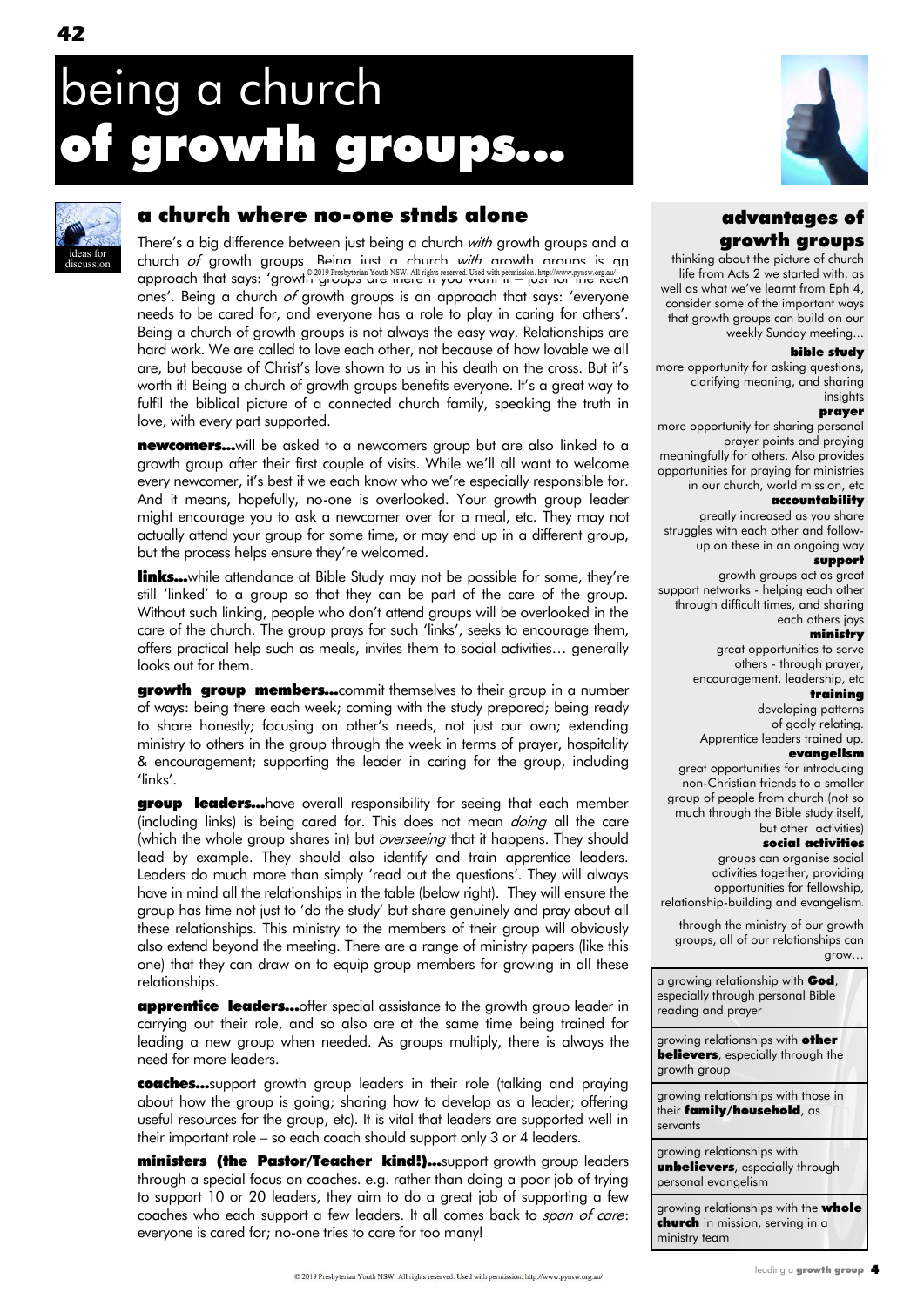# being a church **of growth groups...**

ideas for discussion

## a church where no-one stnds alone

There's a big difference between just being a church *with* growth groups and a church *of* growth groups. Being just a church *with* growth groups is an approach that says: 'growth groups are there if you want it – just for the keen ones'. Being a church *of* growth groups is an approach that says: 'everyone needs to be cared for, and everyone has a role to play in caring for others'. Being a church of growth groups is not always the easy way. Relationships are hard work. We are called to love each other, not because of how lovable we all are, but because of Christ's love shown to us in his death on the cross. But it's worth it! Being a church of growth groups benefits everyone. It's a great way to fulfil the biblical picture of a connected church family, speaking the truth in love, with every part supported.

**newcomers...**will be asked to a newcomers group but are also linked to a growth group after their first couple of visits. While we'll all want to welcome every newcomer, it's best if we each know who we're especially responsible for. And it means, hopefully, no-one is overlooked. Your growth group leader might encourage you to ask a newcomer over for a meal, etc. They may not actually attend your group for some time, or may end up in a different group, but the process helps ensure they're welcomed.

**links...**while attendance at Bible Study may not be possible for some, they're still 'linked' to a group so that they can be part of the care of the group. Without such linking, people who don't attend groups will be overlooked in the care of the church. The group prays for such 'links', seeks to encourage them, offers practical help such as meals, invites them to social activities… generally looks out for them.

**growth group members...**commit themselves to their group in a number of ways: being there each week; coming with the study prepared; being ready to share honestly; focusing on other's needs, not just our own; extending ministry to others in the group through the week in terms of prayer, hospitality & encouragement; supporting the leader in caring for the group, including 'links'.

**group leaders...**have overall responsibility for seeing that each member (including links) is being cared for. This does not mean *doing* all the care (which the whole group shares in) but *overseeing* that it happens. They should lead by example. They should also identify and train apprentice leaders. Leaders do much more than simply 'read out the questions'. They will always have in mind all the relationships in the table (below right). They will ensure the group has time not just to 'do the study' but share genuinely and pray about all these relationships. This ministry to the members of their group will obviously also extend beyond the meeting. There are a range of ministry papers (like this one) that they can draw on to equip group members for growing in all these relationships.

**apprentice leaders...**offer special assistance to the growth group leader in carrying out their role, and so also are at the same time being trained for leading a new group when needed. As groups multiply, there is always the need for more leaders.

**coaches...**support growth group leaders in their role (talking and praying about how the group is going; sharing how to develop as a leader; offering useful resources for the group, etc). It is vital that leaders are supported well in their important role – so each coach should support only 3 or 4 leaders.

**ministers (the Pastor/Teacher kind!)...**support growth group leaders through a special focus on coaches. e.g. rather than doing a poor job of trying to support 10 or 20 leaders, they aim to do a great job of supporting a few coaches who each support a few leaders. It all comes back to *span of care*: everyone is cared for; no-one tries to care for too many!

## advantages of growth groups

thinking about the picture of church life from Acts 2 we started with, as well as what we've learnt from Eph 4, consider some of the important ways that growth groups can build on our weekly Sunday meeting...

**bible study**
more opportunity for asking questions, clarifying meaning, and sharing insights

**prayer**
more opportunity for sharing personal prayer points and praying meaningfully for others. Also provides opportunities for praying for ministries in our church, world mission, etc

**accountability**
greatly increased as you share struggles with each other and follow-up on these in an ongoing way

**support**
growth groups act as great support networks - helping each other through difficult times, and sharing each others joys

**ministry**
great opportunities to serve others - through prayer, encouragement, leadership, etc

**training**
developing patterns of godly relating. Apprentice leaders trained up.

**evangelism**
great opportunities for introducing non-Christian friends to a smaller group of people from church (not so much through the Bible study itself, but other activities)

**social activities**
groups can organise social activities together, providing opportunities for fellowship, relationship-building and evangelism.

through the ministry of our growth groups, all of our relationships can grow…

| |
|---|
| a growing relationship with **God**, especially through personal Bible reading and prayer |
| growing relationships with **other believers**, especially through the growth group |
| growing relationships with those in their **family/household**, as servants |
| growing relationships with **unbelievers**, especially through personal evangelism |
| growing relationships with the **whole church** in mission, serving in a ministry team |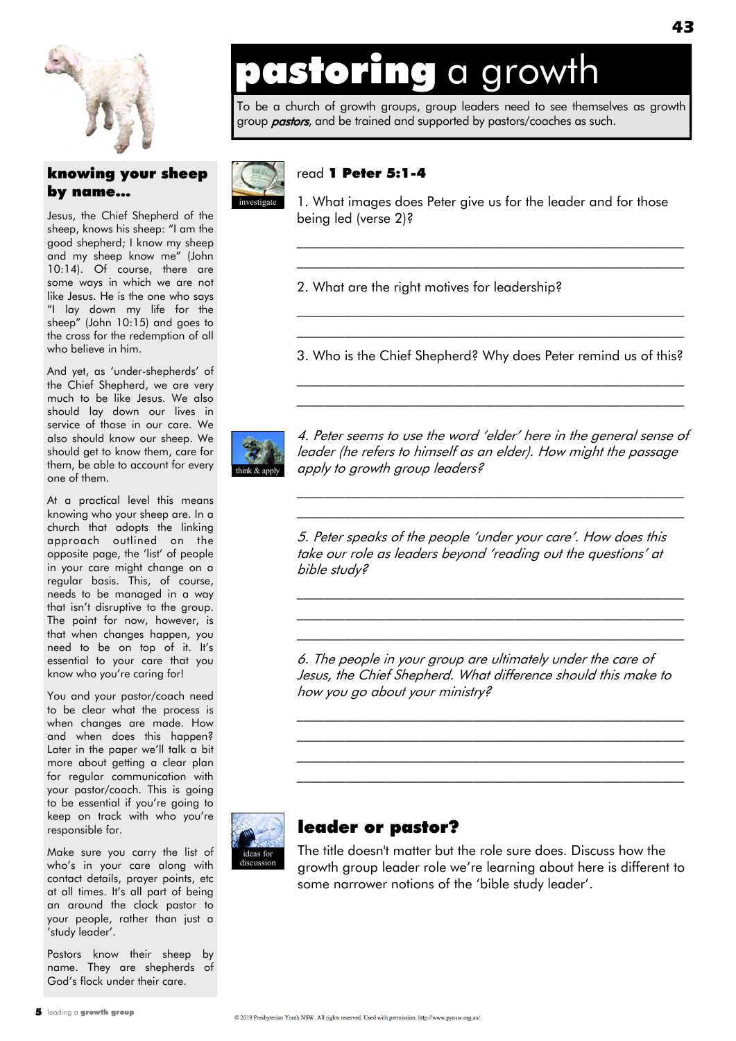# **pastoring** a growth

To be a church of growth groups, group leaders need to see themselves as growth group ***pastors***, and be trained and supported by pastors/coaches as such.

## knowing your sheep by name...

Jesus, the Chief Shepherd of the sheep, knows his sheep: "I am the good shepherd; I know my sheep and my sheep know me" (John 10:14). Of course, there are some ways in which we are not like Jesus. He is the one who says "I lay down my life for the sheep" (John 10:15) and goes to the cross for the redemption of all who believe in him.

And yet, as 'under-shepherds' of the Chief Shepherd, we are very much to be like Jesus. We also should lay down our lives in service of those in our care. We also should know our sheep. We should get to know them, care for them, be able to account for every one of them.

At a practical level this means knowing who your sheep are. In a church that adopts the linking approach outlined on the opposite page, the 'list' of people in your care might change on a regular basis. This, of course, needs to be managed in a way that isn't disruptive to the group. The point for now, however, is that when changes happen, you need to be on top of it. It's essential to your care that you know who you're caring for!

You and your pastor/coach need to be clear what the process is when changes are made. How and when does this happen? Later in the paper we'll talk a bit more about getting a clear plan for regular communication with your pastor/coach. This is going to be essential if you're going to keep on track with who you're responsible for.

Make sure you carry the list of who's in your care along with contact details, prayer points, etc at all times. It's all part of being an around the clock pastor to your people, rather than just a 'study leader'.

Pastors know their sheep by name. They are shepherds of God's flock under their care.

investigate

read **1 Peter 5:1-4**

1. What images does Peter give us for the leader and for those being led (verse 2)?

_______________________________________________

_______________________________________________

2. What are the right motives for leadership?

_______________________________________________

_______________________________________________

3. Who is the Chief Shepherd? Why does Peter remind us of this?

_______________________________________________

_______________________________________________

think & apply

*4. Peter seems to use the word 'elder' here in the general sense of leader (he refers to himself as an elder). How might the passage apply to growth group leaders?*

_______________________________________________

_______________________________________________

*5. Peter speaks of the people 'under your care'. How does this take our role as leaders beyond 'reading out the questions' at bible study?*

_______________________________________________

_______________________________________________

_______________________________________________

*6. The people in your group are ultimately under the care of Jesus, the Chief Shepherd. What difference should this make to how you go about your ministry?*

_______________________________________________

_______________________________________________

_______________________________________________

_______________________________________________

ideas for discussion

## leader or pastor?

The title doesn't matter but the role sure does. Discuss how the growth group leader role we're learning about here is different to some narrower notions of the 'bible study leader'.

© 2019 Presbyterian Youth NSW. All rights reserved. Used with permission. http://www.pynsw.org.au/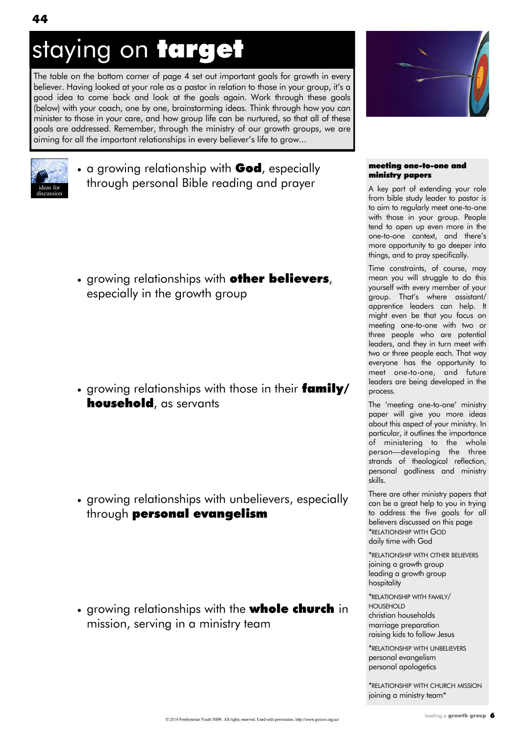# staying on **target**

The table on the bottom corner of page 4 set out important goals for growth in every believer. Having looked at your role as a pastor in relation to those in your group, it's a good idea to come back and look at the goals again. Work through these goals (below) with your coach, one by one, brainstorming ideas. Think through how you can minister to those in your care, and how group life can be nurtured, so that all of these goals are addressed. Remember, through the ministry of our growth groups, we are aiming for all the important relationships in every believer's life to grow...

ideas for discussion

- a growing relationship with **God**, especially through personal Bible reading and prayer
- growing relationships with **other believers**, especially in the growth group
- growing relationships with those in their **family/household**, as servants
- growing relationships with unbelievers, especially through **personal evangelism**
- growing relationships with the **whole church** in mission, serving in a ministry team

### meeting one-to-one and ministry papers

A key part of extending your role from bible study leader to pastor is to aim to regularly meet one-to-one with those in your group. People tend to open up even more in the one-to-one context, and there's more opportunity to go deeper into things, and to pray specifically.

Time constraints, of course, may mean you will struggle to do this yourself with every member of your group. That's where assistant/apprentice leaders can help. It might even be that you focus on meeting one-to-one with two or three people who are potential leaders, and they in turn meet with two or three people each. That way everyone has the opportunity to meet one-to-one, and future leaders are being developed in the process.

The 'meeting one-to-one' ministry paper will give you more ideas about this aspect of your ministry. In particular, it outlines the importance of ministering to the whole person—developing the three strands of theological reflection, personal godliness and ministry skills.

There are other ministry papers that can be a great help to you in trying to address the five goals for all believers discussed on this page

*RELATIONSHIP WITH GOD
daily time with God

*RELATIONSHIP WITH OTHER BELIEVERS
joining a growth group
leading a growth group
hospitality

*RELATIONSHIP WITH FAMILY/HOUSEHOLD
christian households
marriage preparation
raising kids to follow Jesus

*RELATIONSHIP WITH UNBELIEVERS
personal evangelism
personal apologetics

*RELATIONSHIP WITH CHURCH MISSION
joining a ministry team*

© 2019 Presbyterian Youth NSW. All rights reserved. Used with permission. http://www.pynsw.org.au/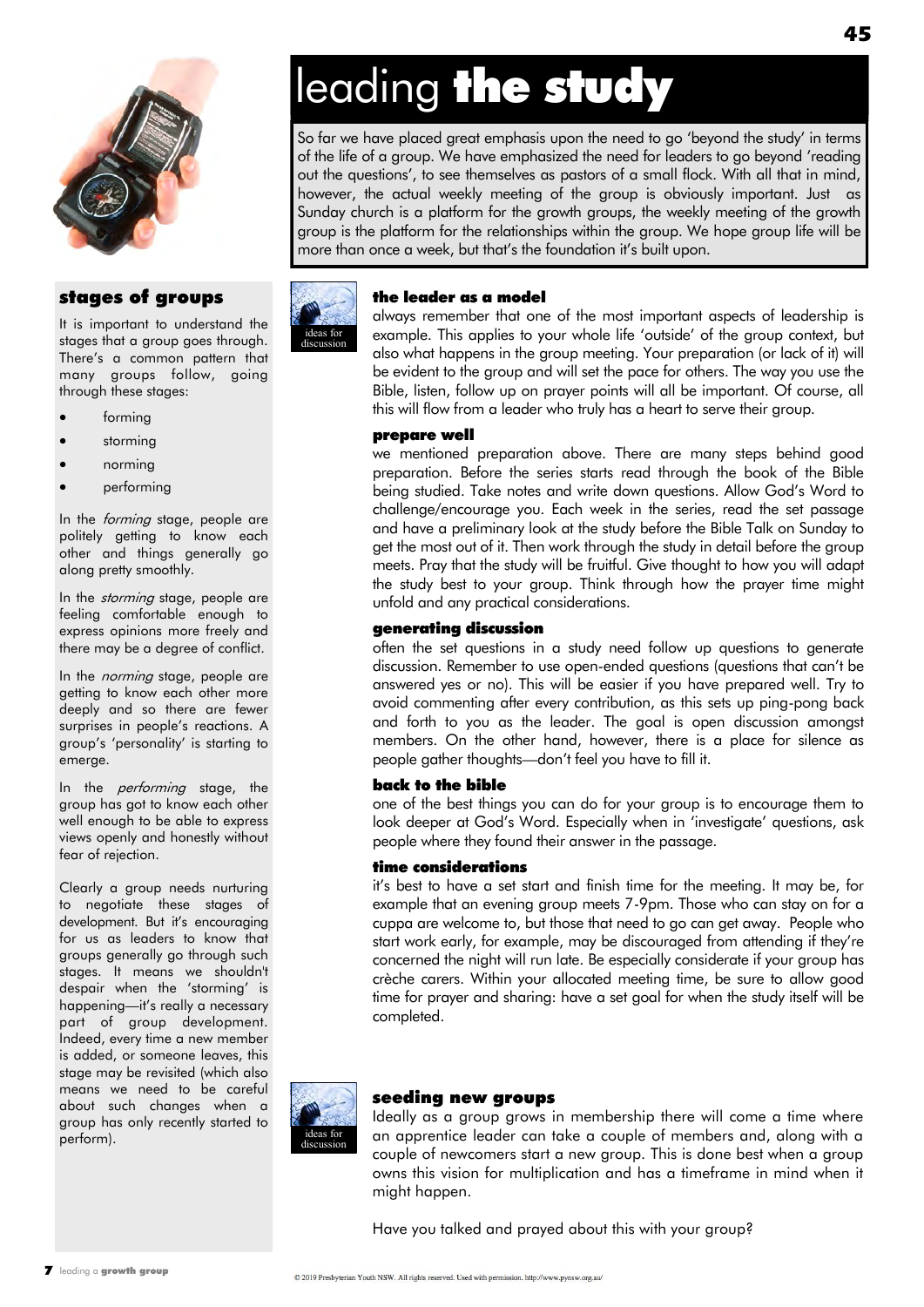# leading **the study**

So far we have placed great emphasis upon the need to go 'beyond the study' in terms of the life of a group. We have emphasized the need for leaders to go beyond 'reading out the questions', to see themselves as pastors of a small flock. With all that in mind, however, the actual weekly meeting of the group is obviously important. Just as Sunday church is a platform for the growth groups, the weekly meeting of the growth group is the platform for the relationships within the group. We hope group life will be more than once a week, but that's the foundation it's built upon.

ideas for discussion

### the leader as a model

always remember that one of the most important aspects of leadership is example. This applies to your whole life 'outside' of the group context, but also what happens in the group meeting. Your preparation (or lack of it) will be evident to the group and will set the pace for others. The way you use the Bible, listen, follow up on prayer points will all be important. Of course, all this will flow from a leader who truly has a heart to serve their group.

### prepare well

we mentioned preparation above. There are many steps behind good preparation. Before the series starts read through the book of the Bible being studied. Take notes and write down questions. Allow God's Word to challenge/encourage you. Each week in the series, read the set passage and have a preliminary look at the study before the Bible Talk on Sunday to get the most out of it. Then work through the study in detail before the group meets. Pray that the study will be fruitful. Give thought to how you will adapt the study best to your group. Think through how the prayer time might unfold and any practical considerations.

### generating discussion

often the set questions in a study need follow up questions to generate discussion. Remember to use open-ended questions (questions that can't be answered yes or no). This will be easier if you have prepared well. Try to avoid commenting after every contribution, as this sets up ping-pong back and forth to you as the leader. The goal is open discussion amongst members. On the other hand, however, there is a place for silence as people gather thoughts—don't feel you have to fill it.

### back to the bible

one of the best things you can do for your group is to encourage them to look deeper at God's Word. Especially when in 'investigate' questions, ask people where they found their answer in the passage.

### time considerations

it's best to have a set start and finish time for the meeting. It may be, for example that an evening group meets 7-9pm. Those who can stay on for a cuppa are welcome to, but those that need to go can get away. People who start work early, for example, may be discouraged from attending if they're concerned the night will run late. Be especially considerate if your group has crèche carers. Within your allocated meeting time, be sure to allow good time for prayer and sharing: have a set goal for when the study itself will be completed.

ideas for discussion

### seeding new groups

Ideally as a group grows in membership there will come a time where an apprentice leader can take a couple of members and, along with a couple of newcomers start a new group. This is done best when a group owns this vision for multiplication and has a timeframe in mind when it might happen.

Have you talked and prayed about this with your group?

## stages of groups

It is important to understand the stages that a group goes through. There's a common pattern that many groups follow, going through these stages:

- forming
- storming
- norming
- performing

In the *forming* stage, people are politely getting to know each other and things generally go along pretty smoothly.

In the *storming* stage, people are feeling comfortable enough to express opinions more freely and there may be a degree of conflict.

In the *norming* stage, people are getting to know each other more deeply and so there are fewer surprises in people's reactions. A group's 'personality' is starting to emerge.

In the *performing* stage, the group has got to know each other well enough to be able to express views openly and honestly without fear of rejection.

Clearly a group needs nurturing to negotiate these stages of development. But it's encouraging for us as leaders to know that groups generally go through such stages. It means we shouldn't despair when the 'storming' is happening—it's really a necessary part of group development. Indeed, every time a new member is added, or someone leaves, this stage may be revisited (which also means we need to be careful about such changes when a group has only recently started to perform).

© 2019 Presbyterian Youth NSW. All rights reserved. Used with permission. http://www.pynsw.org.au/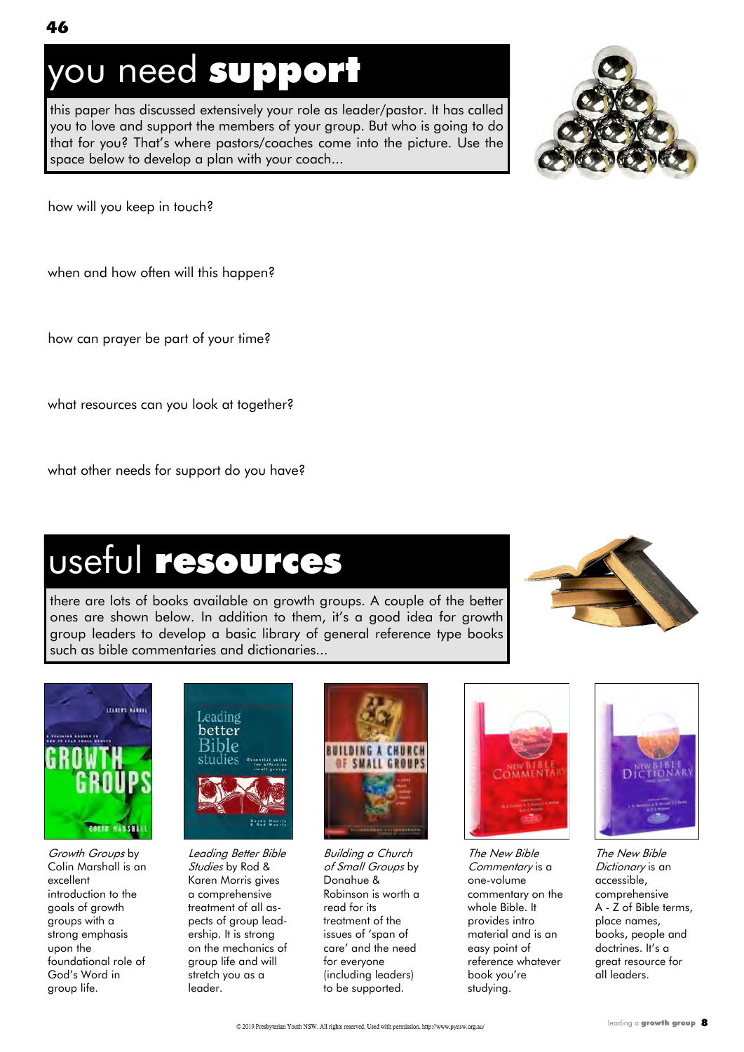# you need **support**

this paper has discussed extensively your role as leader/pastor. It has called you to love and support the members of your group. But who is going to do that for you? That's where pastors/coaches come into the picture. Use the space below to develop a plan with your coach...

how will you keep in touch?

when and how often will this happen?

how can prayer be part of your time?

what resources can you look at together?

what other needs for support do you have?

# useful **resources**

there are lots of books available on growth groups. A couple of the better ones are shown below. In addition to them, it's a good idea for growth group leaders to develop a basic library of general reference type books such as bible commentaries and dictionaries...

*Growth Groups* by Colin Marshall is an excellent introduction to the goals of growth groups with a strong emphasis upon the foundational role of God's Word in group life.

*Leading Better Bible Studies* by Rod & Karen Morris gives a comprehensive treatment of all aspects of group leadership. It is strong on the mechanics of group life and will stretch you as a leader.

*Building a Church of Small Groups* by Donahue & Robinson is worth a read for its treatment of the issues of 'span of care' and the need for everyone (including leaders) to be supported.

*The New Bible Commentary* is a one-volume commentary on the whole Bible. It provides intro material and is an easy point of reference whatever book you're studying.

*The New Bible Dictionary* is an accessible, comprehensive A - Z of Bible terms, place names, books, people and doctrines. It's a great resource for all leaders.

© 2019 Presbyterian Youth NSW. All rights reserved. Used with permission. http://www.pynsw.org.au/